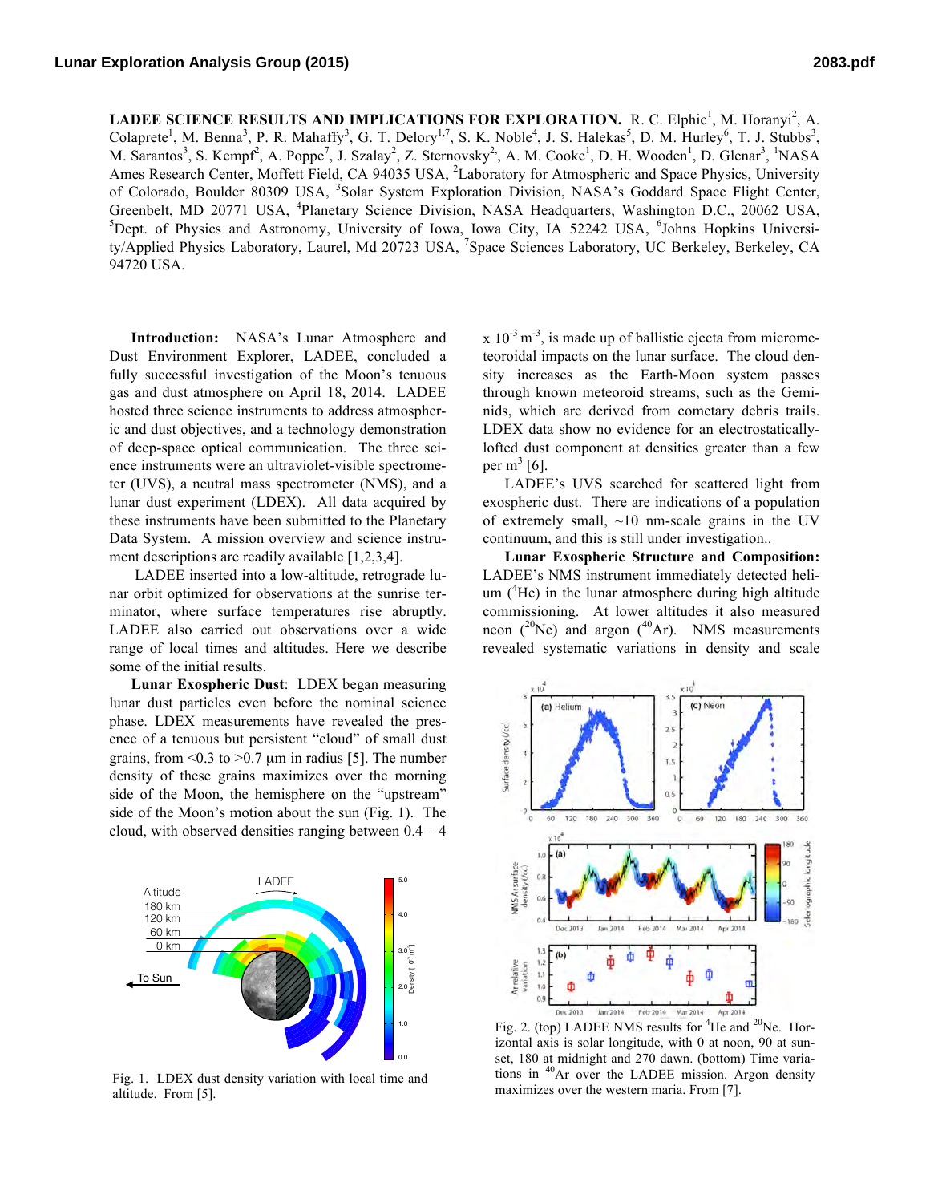**LADEE SCIENCE RESULTS AND IMPLICATIONS FOR EXPLORATION.** R. C. Elphic[1], M. Horanyi[2], A. Colaprete[1], M. Benna[3], P. R. Mahaffy[3], G. T. Delory[1,7], S. K. Noble[4], J. S. Halekas[5], D. M. Hurley[6], T. J. Stubbs[3], M. Sarantos[3], S. Kempf[2], A. Poppe[7], J. Szalay[2], Z. Sternovsky[2], A. M. Cooke[1], D. H. Wooden[1], D. Glenar[3], [1]NASA Ames Research Center, Moffett Field, CA 94035 USA, [2]Laboratory for Atmospheric and Space Physics, University of Colorado, Boulder 80309 USA, [3]Solar System Exploration Division, NASA's Goddard Space Flight Center, Greenbelt, MD 20771 USA, [4]Planetary Science Division, NASA Headquarters, Washington D.C., 20062 USA, [5]Dept. of Physics and Astronomy, University of Iowa, Iowa City, IA 52242 USA, [6]Johns Hopkins University/Applied Physics Laboratory, Laurel, Md 20723 USA, [7]Space Sciences Laboratory, UC Berkeley, Berkeley, CA 94720 USA.

**Introduction:** NASA's Lunar Atmosphere and Dust Environment Explorer, LADEE, concluded a fully successful investigation of the Moon's tenuous gas and dust atmosphere on April 18, 2014. LADEE hosted three science instruments to address atmospheric and dust objectives, and a technology demonstration of deep-space optical communication. The three science instruments were an ultraviolet-visible spectrometer (UVS), a neutral mass spectrometer (NMS), and a lunar dust experiment (LDEX). All data acquired by these instruments have been submitted to the Planetary Data System. A mission overview and science instrument descriptions are readily available [1,2,3,4].

LADEE inserted into a low-altitude, retrograde lunar orbit optimized for observations at the sunrise terminator, where surface temperatures rise abruptly. LADEE also carried out observations over a wide range of local times and altitudes. Here we describe some of the initial results.

**Lunar Exospheric Dust**: LDEX began measuring lunar dust particles even before the nominal science phase. LDEX measurements have revealed the presence of a tenuous but persistent "cloud" of small dust grains, from <0.3 to >0.7 µm in radius [5]. The number density of these grains maximizes over the morning side of the Moon, the hemisphere on the "upstream" side of the Moon's motion about the sun (Fig. 1). The cloud, with observed densities ranging between 0.4 – 4 x $10^{-3}$ $m^{-3}$, is made up of ballistic ejecta from micrometeoroidal impacts on the lunar surface. The cloud density increases as the Earth-Moon system passes through known meteoroid streams, such as the Geminids, which are derived from cometary debris trails. LDEX data show no evidence for an electrostatically-lofted dust component at densities greater than a few per $m^3$ [6].

Fig. 1. LDEX dust density variation with local time and altitude. From [5].

LADEE's UVS searched for scattered light from exospheric dust. There are indications of a population of extremely small, ~10 nm-scale grains in the UV continuum, and this is still under investigation..

**Lunar Exospheric Structure and Composition:** LADEE's NMS instrument immediately detected helium ($^4$He) in the lunar atmosphere during high altitude commissioning. At lower altitudes it also measured neon ($^{20}$Ne) and argon ($^{40}$Ar). NMS measurements revealed systematic variations in density and scale

Fig. 2. (top) LADEE NMS results for $^4$He and $^{20}$Ne. Horizontal axis is solar longitude, with 0 at noon, 90 at sunset, 180 at midnight and 270 dawn. (bottom) Time variations in $^{40}$Ar over the LADEE mission. Argon density maximizes over the western maria. From [7].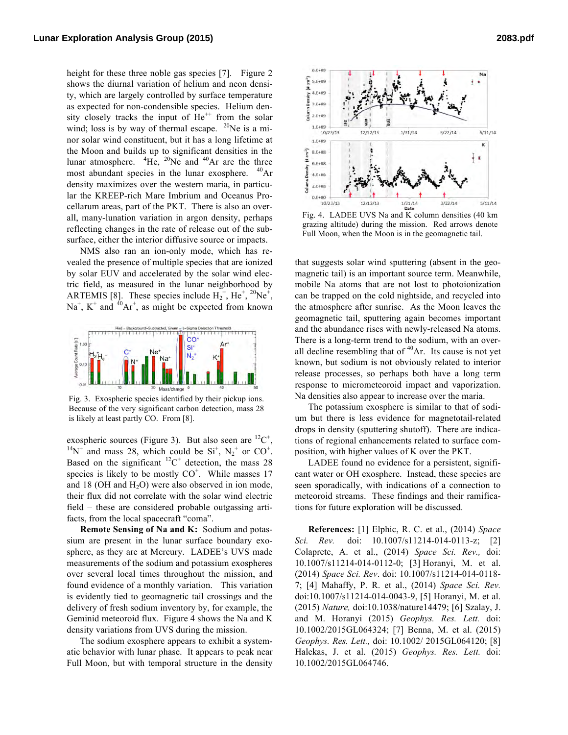height for these three noble gas species [7]. Figure 2 shows the diurnal variation of helium and neon density, which are largely controlled by surface temperature as expected for non-condensible species. Helium density closely tracks the input of $He^{++}$ from the solar wind; loss is by way of thermal escape. $^{20}Ne$ is a minor solar wind constituent, but it has a long lifetime at the Moon and builds up to significant densities in the lunar atmosphere. $^{4}He$, $^{20}Ne$ and $^{40}Ar$ are the three most abundant species in the lunar exosphere. $^{40}Ar$ density maximizes over the western maria, in particular the KREEP-rich Mare Imbrium and Oceanus Procellarum areas, part of the PKT. There is also an overall, many-lunation variation in argon density, perhaps reflecting changes in the rate of release out of the subsurface, either the interior diffusive source or impacts.

NMS also ran an ion-only mode, which has revealed the presence of multiple species that are ionized by solar EUV and accelerated by the solar wind electric field, as measured in the lunar neighborhood by ARTEMIS [8]. These species include $H_2^+$, $He^+$, $^{20}Ne^+$, $Na^+$, $K^+$ and $^{40}Ar^+$, as might be expected from known

Red = Background-Subtracted, Green = 3-Sigma Detection Threshold

Average Count Rate [/s]

1.00

0.10

0.01

$H_2^+$ $He^+$ $C^+$ $N^+$ $Ne^+$ $Na^+$ $CO^+$ $Si^+$ $N_2^+$ $K^+$ $Ar^+$

10 20 30 40 50

Mass/charge

Fig. 3. Exospheric species identified by their pickup ions. Because of the very significant carbon detection, mass 28 is likely at least partly CO. From [8].

exospheric sources (Figure 3). But also seen are $^{12}C^+$, $^{14}N^+$ and mass 28, which could be $Si^+$, $N_2^+$ or $CO^+$. Based on the significant $^{12}C^+$ detection, the mass 28 species is likely to be mostly $CO^+$. While masses 17 and 18 (OH and $H_2O$) were also observed in ion mode, their flux did not correlate with the solar wind electric field – these are considered probable outgassing artifacts, from the local spacecraft "coma".

**Remote Sensing of Na and K:** Sodium and potassium are present in the lunar surface boundary exosphere, as they are at Mercury. LADEE's UVS made measurements of the sodium and potassium exospheres over several local times throughout the mission, and found evidence of a monthly variation. This variation is evidently tied to geomagnetic tail crossings and the delivery of fresh sodium inventory by, for example, the Geminid meteoroid flux. Figure 4 shows the Na and K density variations from UVS during the mission.

The sodium exosphere appears to exhibit a systematic behavior with lunar phase. It appears to peak near Full Moon, but with temporal structure in the density

Na

Column Density (# cm$^{-2}$)

6.E+09
5.E+09
4.E+09
3.E+09
2.E+09
1.E+09

LEO GEM QUA

10/23/13 12/12/13 1/31/14 3/22/14 5/11/14

K

Column Density (# cm$^{-2}$)

1.E+09
8.E+08
6.E+08
4.E+08
2.E+08
0.E+00

10/23/13 12/12/13 1/31/14 3/22/14 5/11/14

Date

Fig. 4. LADEE UVS Na and K column densities (40 km grazing altitude) during the mission. Red arrows denote Full Moon, when the Moon is in the geomagnetic tail.

that suggests solar wind sputtering (absent in the geomagnetic tail) is an important source term. Meanwhile, mobile Na atoms that are not lost to photoionization can be trapped on the cold nightside, and recycled into the atmosphere after sunrise. As the Moon leaves the geomagnetic tail, sputtering again becomes important and the abundance rises with newly-released Na atoms. There is a long-term trend to the sodium, with an overall decline resembling that of $^{40}Ar$. Its cause is not yet known, but sodium is not obviously related to interior release processes, so perhaps both have a long term response to micrometeoroid impact and vaporization. Na densities also appear to increase over the maria.

The potassium exosphere is similar to that of sodium but there is less evidence for magnetotail-related drops in density (sputtering shutoff). There are indications of regional enhancements related to surface composition, with higher values of K over the PKT.

LADEE found no evidence for a persistent, significant water or OH exosphere. Instead, these species are seen sporadically, with indications of a connection to meteoroid streams. These findings and their ramifications for future exploration will be discussed.

**References:** [1] Elphic, R. C. et al., (2014) *Space Sci. Rev.* doi: 10.1007/s11214-014-0113-z; [2] Colaprete, A. et al., (2014) *Space Sci. Rev.,* doi: 10.1007/s11214-014-0112-0; [3] Horanyi, M. et al. (2014) *Space Sci. Rev.* doi: 10.1007/s11214-014-0118-7; [4] Mahaffy, P. R. et al., (2014) *Space Sci. Rev.* doi:10.1007/s11214-014-0043-9, [5] Horanyi, M. et al. (2015) *Nature,* doi:10.1038/nature14479; [6] Szalay, J. and M. Horanyi (2015) *Geophys. Res. Lett.* doi: 10.1002/2015GL064324; [7] Benna, M. et al. (2015) *Geophys. Res. Lett.,* doi: 10.1002/ 2015GL064120; [8] Halekas, J. et al. (2015) *Geophys. Res. Lett.* doi: 10.1002/2015GL064746.